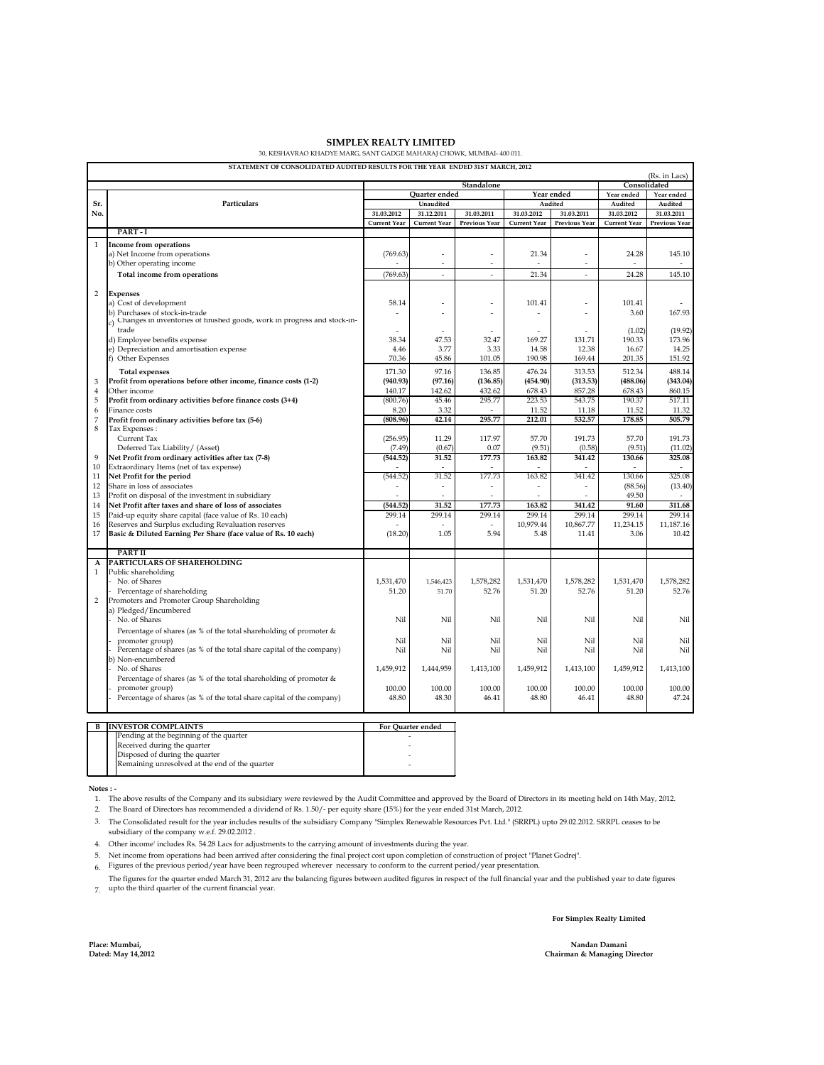# SIMPLEX REALTY LIMITED

30, KESHAVRAO KHADYE MARG, SANT GADGE MAHARAJ CHOWK, MUMBAI- 400 011.

**STATEMENT OF CONSOLIDATED AUDITED RESULTS FOR THE YEAR ENDED 31ST MARCH, 2012**

(Rs. in Lacs)

| Sr. No. | Particulars | Standalone | | | | | Consolidated | |
|---|---|---|---|---|---|---|---|---|
| | | Quarter ended | | | Year ended | | Year ended | Year ended |
| | | Unaudited | | | Audited | | Audited | Audited |
| | | 31.03.2012 | 31.12.2011 | 31.03.2011 | 31.03.2012 | 31.03.2011 | 31.03.2012 | 31.03.2011 |
| | | Current Year | Current Year | Previous Year | Current Year | Previous Year | Current Year | Previous Year |
| | **PART - I** | | | | | | | |
| 1 | **Income from operations** | | | | | | | |
| | a) Net Income from operations | (769.63) | - | - | 21.34 | - | 24.28 | 145.10 |
| | b) Other operating income | - | - | - | - | - | - | - |
| | **Total income from operations** | (769.63) | - | - | 21.34 | - | 24.28 | 145.10 |
| 2 | **Expenses** | | | | | | | |
| | a) Cost of development | 58.14 | - | - | 101.41 | - | 101.41 | - |
| | b) Purchases of stock-in-trade | - | - | - | - | - | 3.60 | 167.93 |
| | c) Changes in inventories of finished goods, work in progress and stock-in-trade | - | - | - | - | - | (1.02) | (19.92) |
| | d) Employee benefits expense | 38.34 | 47.53 | 32.47 | 169.27 | 131.71 | 190.33 | 173.96 |
| | e) Depreciation and amortisation expense | 4.46 | 3.77 | 3.33 | 14.58 | 12.38 | 16.67 | 14.25 |
| | f) Other Expenses | 70.36 | 45.86 | 101.05 | 190.98 | 169.44 | 201.35 | 151.92 |
| | **Total expenses** | 171.30 | 97.16 | 136.85 | 476.24 | 313.53 | 512.34 | 488.14 |
| 3 | **Profit from operations before other income, finance costs (1-2)** | **(940.93)** | **(97.16)** | **(136.85)** | **(454.90)** | **(313.53)** | **(488.06)** | **(343.04)** |
| 4 | Other income | 140.17 | 142.62 | 432.62 | 678.43 | 857.28 | 678.43 | 860.15 |
| 5 | **Profit from ordinary activities before finance costs (3+4)** | (800.76) | 45.46 | 295.77 | 223.53 | 543.75 | 190.37 | 517.11 |
| 6 | Finance costs | 8.20 | 3.32 | - | 11.52 | 11.18 | 11.52 | 11.32 |
| 7 | **Profit from ordinary activities before tax (5-6)** | **(808.96)** | **42.14** | **295.77** | **212.01** | **532.57** | **178.85** | **505.79** |
| 8 | Tax Expenses : | | | | | | | |
| | Current Tax | (256.95) | 11.29 | 117.97 | 57.70 | 191.73 | 57.70 | 191.73 |
| | Deferred Tax Liability/ (Asset) | (7.49) | (0.67) | 0.07 | (9.51) | (0.58) | (9.51) | (11.02) |
| 9 | **Net Profit from ordinary activities after tax (7-8)** | **(544.52)** | **31.52** | **177.73** | **163.82** | **341.42** | **130.66** | **325.08** |
| 10 | Extraordinary Items (net of tax expense) | - | - | - | - | - | - | - |
| 11 | **Net Profit for the period** | (544.52) | 31.52 | 177.73 | 163.82 | 341.42 | 130.66 | 325.08 |
| 12 | Share in loss of associates | - | - | - | - | - | (88.56) | (13.40) |
| 13 | Profit on disposal of the investment in subsidiary | - | - | - | - | - | 49.50 | - |
| 14 | **Net Profit after taxes and share of loss of associates** | **(544.52)** | **31.52** | **177.73** | **163.82** | **341.42** | **91.60** | **311.68** |
| 15 | Paid-up equity share capital (face value of Rs. 10 each) | 299.14 | 299.14 | 299.14 | 299.14 | 299.14 | 299.14 | 299.14 |
| 16 | Reserves and Surplus excluding Revaluation reserves | - | - | - | 10,979.44 | 10,867.77 | 11,234.15 | 11,187.16 |
| 17 | **Basic & Diluted Earning Per Share (face value of Rs. 10 each)** | (18.20) | 1.05 | 5.94 | 5.48 | 11.41 | 3.06 | 10.42 |
| | **PART II** | | | | | | | |
| A | **PARTICULARS OF SHAREHOLDING** | | | | | | | |
| 1 | Public shareholding | | | | | | | |
| | - No. of Shares | 1,531,470 | 1,546,423 | 1,578,282 | 1,531,470 | 1,578,282 | 1,531,470 | 1,578,282 |
| | - Percentage of shareholding | 51.20 | 51.70 | 52.76 | 51.20 | 52.76 | 51.20 | 52.76 |
| 2 | Promoters and Promoter Group Shareholding | | | | | | | |
| | a) Pledged/Encumbered | | | | | | | |
| | - No. of Shares | Nil | Nil | Nil | Nil | Nil | Nil | Nil |
| | - Percentage of shares (as % of the total shareholding of promoter & promoter group) | Nil | Nil | Nil | Nil | Nil | Nil | Nil |
| | - Percentage of shares (as % of the total share capital of the company) | Nil | Nil | Nil | Nil | Nil | Nil | Nil |
| | b) Non-encumbered | | | | | | | |
| | - No. of Shares | 1,459,912 | 1,444,959 | 1,413,100 | 1,459,912 | 1,413,100 | 1,459,912 | 1,413,100 |
| | - Percentage of shares (as % of the total shareholding of promoter & promoter group) | 100.00 | 100.00 | 100.00 | 100.00 | 100.00 | 100.00 | 100.00 |
| | - Percentage of shares (as % of the total share capital of the company) | 48.80 | 48.30 | 46.41 | 48.80 | 46.41 | 48.80 | 47.24 |

| B | INVESTOR COMPLAINTS | For Quarter ended |
|---|---|---|
| | Pending at the beginning of the quarter | - |
| | Received during the quarter | - |
| | Disposed of during the quarter | - |
| | Remaining unresolved at the end of the quarter | - |

**Notes : -**

1. The above results of the Company and its subsidiary were reviewed by the Audit Committee and approved by the Board of Directors in its meeting held on 14th May, 2012.
2. The Board of Directors has recommended a dividend of Rs. 1.50/- per equity share (15%) for the year ended 31st March, 2012.
3. The Consolidated result for the year includes results of the subsidiary Company "Simplex Renewable Resources Pvt. Ltd." (SRRPL) upto 29.02.2012. SRRPL ceases to be subsidiary of the company w.e.f. 29.02.2012 .
4. Other income' includes Rs. 54.28 Lacs for adjustments to the carrying amount of investments during the year.
5. Net income from operations had been arrived after considering the final project cost upon completion of construction of project "Planet Godrej".
6. Figures of the previous period/year have been regrouped wherever necessary to conform to the current period/year presentation.
7. The figures for the quarter ended March 31, 2012 are the balancing figures between audited figures in respect of the full financial year and the published year to date figures upto the third quarter of the current financial year.

**For Simplex Realty Limited**

**Place: Mumbai,**
**Dated: May 14,2012**

**Nandan Damani**
**Chairman & Managing Director**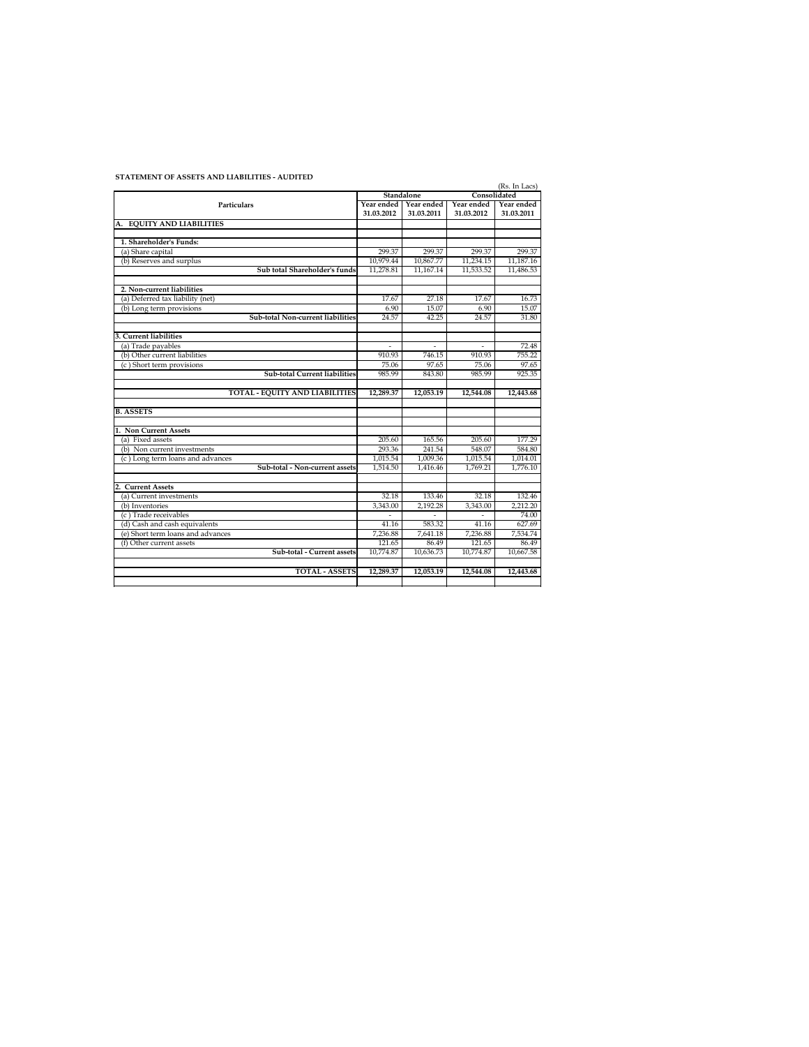**STATEMENT OF ASSETS AND LIABILITIES - AUDITED**

(Rs. In Lacs)

| Particulars | Standalone | | Consolidated | |
|---|---|---|---|---|
| | Year ended 31.03.2012 | Year ended 31.03.2011 | Year ended 31.03.2012 | Year ended 31.03.2011 |
| **A. EQUITY AND LIABILITIES** | | | | |
| **1. Shareholder's Funds:** | | | | |
| (a) Share capital | 299.37 | 299.37 | 299.37 | 299.37 |
| (b) Reserves and surplus | 10,979.44 | 10,867.77 | 11,234.15 | 11,187.16 |
| **Sub total Shareholder's funds** | 11,278.81 | 11,167.14 | 11,533.52 | 11,486.53 |
| **2. Non-current liabilities** | | | | |
| (a) Deferred tax liability (net) | 17.67 | 27.18 | 17.67 | 16.73 |
| (b) Long term provisions | 6.90 | 15.07 | 6.90 | 15.07 |
| **Sub-total Non-current liabilities** | 24.57 | 42.25 | 24.57 | 31.80 |
| **3. Current liabilities** | | | | |
| (a) Trade payables | - | - | - | 72.48 |
| (b) Other current liabilities | 910.93 | 746.15 | 910.93 | 755.22 |
| (c ) Short term provisions | 75.06 | 97.65 | 75.06 | 97.65 |
| **Sub-total Current liabilities** | 985.99 | 843.80 | 985.99 | 925.35 |
| **TOTAL - EQUITY AND LIABILITIES** | **12,289.37** | **12,053.19** | **12,544.08** | **12,443.68** |
| **B. ASSETS** | | | | |
| **1. Non Current Assets** | | | | |
| (a) Fixed assets | 205.60 | 165.56 | 205.60 | 177.29 |
| (b) Non current investments | 293.36 | 241.54 | 548.07 | 584.80 |
| (c ) Long term loans and advances | 1,015.54 | 1,009.36 | 1,015.54 | 1,014.01 |
| **Sub-total - Non-current assets** | 1,514.50 | 1,416.46 | 1,769.21 | 1,776.10 |
| **2. Current Assets** | | | | |
| (a) Current investments | 32.18 | 133.46 | 32.18 | 132.46 |
| (b) Inventories | 3,343.00 | 2,192.28 | 3,343.00 | 2,212.20 |
| (c ) Trade receivables | - | - | - | 74.00 |
| (d) Cash and cash equivalents | 41.16 | 583.32 | 41.16 | 627.69 |
| (e) Short term loans and advances | 7,236.88 | 7,641.18 | 7,236.88 | 7,534.74 |
| (f) Other current assets | 121.65 | 86.49 | 121.65 | 86.49 |
| **Sub-total - Current assets** | 10,774.87 | 10,636.73 | 10,774.87 | 10,667.58 |
| **TOTAL - ASSETS** | **12,289.37** | **12,053.19** | **12,544.08** | **12,443.68** |